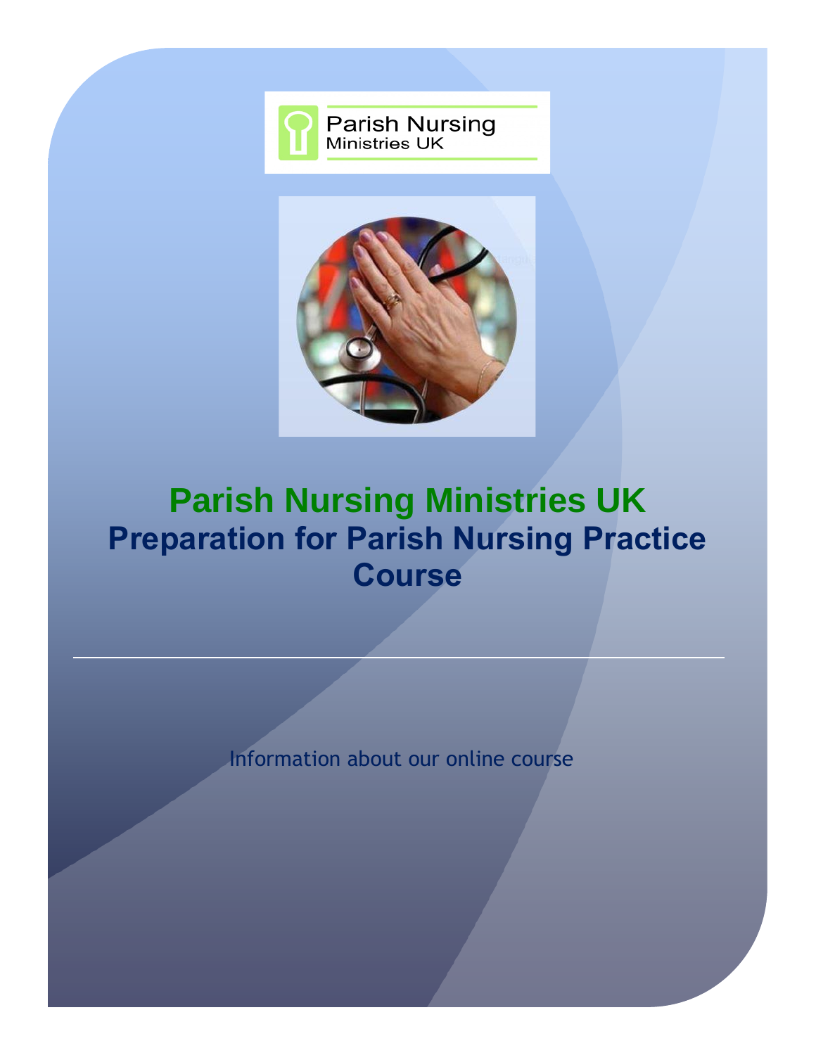Parish Nursing
Ministries UK

# Parish Nursing Ministries UK

## Preparation for Parish Nursing Practice Course

---

Information about our online course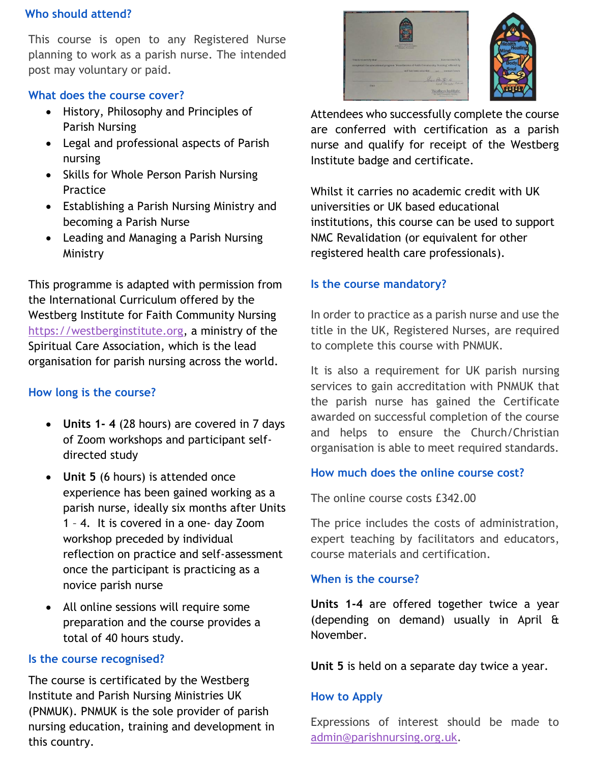## Who should attend?

This course is open to any Registered Nurse planning to work as a parish nurse. The intended post may voluntary or paid.

## What does the course cover?

- History, Philosophy and Principles of Parish Nursing
- Legal and professional aspects of Parish nursing
- Skills for Whole Person Parish Nursing Practice
- Establishing a Parish Nursing Ministry and becoming a Parish Nurse
- Leading and Managing a Parish Nursing Ministry

This programme is adapted with permission from the International Curriculum offered by the Westberg Institute for Faith Community Nursing https://westberginstitute.org, a ministry of the Spiritual Care Association, which is the lead organisation for parish nursing across the world.

## How long is the course?

- **Units 1- 4** (28 hours) are covered in 7 days of Zoom workshops and participant self-directed study
- **Unit 5** (6 hours) is attended once experience has been gained working as a parish nurse, ideally six months after Units 1 – 4. It is covered in a one- day Zoom workshop preceded by individual reflection on practice and self-assessment once the participant is practicing as a novice parish nurse
- All online sessions will require some preparation and the course provides a total of 40 hours study.

## Is the course recognised?

The course is certificated by the Westberg Institute and Parish Nursing Ministries UK (PNMUK). PNMUK is the sole provider of parish nursing education, training and development in this country.

Attendees who successfully complete the course are conferred with certification as a parish nurse and qualify for receipt of the Westberg Institute badge and certificate.

Whilst it carries no academic credit with UK universities or UK based educational institutions, this course can be used to support NMC Revalidation (or equivalent for other registered health care professionals).

## Is the course mandatory?

In order to practice as a parish nurse and use the title in the UK, Registered Nurses, are required to complete this course with PNMUK.

It is also a requirement for UK parish nursing services to gain accreditation with PNMUK that the parish nurse has gained the Certificate awarded on successful completion of the course and helps to ensure the Church/Christian organisation is able to meet required standards.

## How much does the online course cost?

The online course costs £342.00

The price includes the costs of administration, expert teaching by facilitators and educators, course materials and certification.

## When is the course?

**Units 1-4** are offered together twice a year (depending on demand) usually in April & November.

**Unit 5** is held on a separate day twice a year.

## How to Apply

Expressions of interest should be made to admin@parishnursing.org.uk.